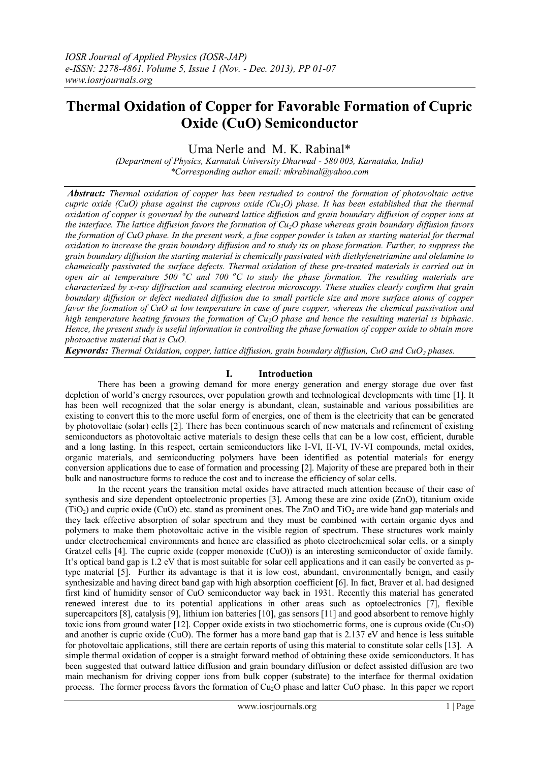# Thermal Oxidation of Copper for Favorable Formation of Cupric Oxide (CuO) Semiconductor

Uma Nerle and M. K. Rabinal*

*(Department of Physics, Karnatak University Dharwad - 580 003, Karnataka, India)*
*\*Corresponding author email: mkrabinal@yahoo.com*

***Abstract:*** *Thermal oxidation of copper has been restudied to control the formation of photovoltaic active cupric oxide (CuO) phase against the cuprous oxide ($Cu_2O$) phase. It has been established that the thermal oxidation of copper is governed by the outward lattice diffusion and grain boundary diffusion of copper ions at the interface. The lattice diffusion favors the formation of $Cu_2O$ phase whereas grain boundary diffusion favors the formation of CuO phase. In the present work, a fine copper powder is taken as starting material for thermal oxidation to increase the grain boundary diffusion and to study its on phase formation. Further, to suppress the grain boundary diffusion the starting material is chemically passivated with diethylenetriamine and olelamine to chameically passivated the surface defects. Thermal oxidation of these pre-treated materials is carried out in open air at temperature 500 °C and 700 °C to study the phase formation. The resulting materials are characterized by x-ray diffraction and scanning electron microscopy. These studies clearly confirm that grain boundary diffusion or defect mediated diffusion due to small particle size and more surface atoms of copper favor the formation of CuO at low temperature in case of pure copper, whereas the chemical passivation and high temperature heating favours the formation of $Cu_2O$ phase and hence the resulting material is biphasic. Hence, the present study is useful information in controlling the phase formation of copper oxide to obtain more photoactive material that is CuO.*

***Keywords:*** *Thermal Oxidation, copper, lattice diffusion, grain boundary diffusion, CuO and $CuO_2$ phases.*

## I. Introduction

There has been a growing demand for more energy generation and energy storage due over fast depletion of world's energy resources, over population growth and technological developments with time [1]. It has been well recognized that the solar energy is abundant, clean, sustainable and various possibilities are existing to convert this to the more useful form of energies, one of them is the electricity that can be generated by photovoltaic (solar) cells [2]. There has been continuous search of new materials and refinement of existing semiconductors as photovoltaic active materials to design these cells that can be a low cost, efficient, durable and a long lasting. In this respect, certain semiconductors like I-VI, II-VI, IV-VI compounds, metal oxides, organic materials, and semiconducting polymers have been identified as potential materials for energy conversion applications due to ease of formation and processing [2]. Majority of these are prepared both in their bulk and nanostructure forms to reduce the cost and to increase the efficiency of solar cells.

In the recent years the transition metal oxides have attracted much attention because of their ease of synthesis and size dependent optoelectronic properties [3]. Among these are zinc oxide (ZnO), titanium oxide ($TiO_2$) and cupric oxide (CuO) etc. stand as prominent ones. The ZnO and $TiO_2$ are wide band gap materials and they lack effective absorption of solar spectrum and they must be combined with certain organic dyes and polymers to make them photovoltaic active in the visible region of spectrum. These structures work mainly under electrochemical environments and hence are classified as photo electrochemical solar cells, or a simply Gratzel cells [4]. The cupric oxide (copper monoxide (CuO)) is an interesting semiconductor of oxide family. It's optical band gap is 1.2 eV that is most suitable for solar cell applications and it can easily be converted as p-type material [5]. Further its advantage is that it is low cost, abundant, environmentally benign, and easily synthesizable and having direct band gap with high absorption coefficient [6]. In fact, Braver et al. had designed first kind of humidity sensor of CuO semiconductor way back in 1931. Recently this material has generated renewed interest due to its potential applications in other areas such as optoelectronics [7], flexible supercapcitors [8], catalysis [9], lithium ion batteries [10], gas sensors [11] and good absorbent to remove highly toxic ions from ground water [12]. Copper oxide exists in two stiochometric forms, one is cuprous oxide ($Cu_2O$) and another is cupric oxide (CuO). The former has a more band gap that is 2.137 eV and hence is less suitable for photovoltaic applications, still there are certain reports of using this material to constitute solar cells [13]. A simple thermal oxidation of copper is a straight forward method of obtaining these oxide semiconductors. It has been suggested that outward lattice diffusion and grain boundary diffusion or defect assisted diffusion are two main mechanism for driving copper ions from bulk copper (substrate) to the interface for thermal oxidation process. The former process favors the formation of $Cu_2O$ phase and latter CuO phase. In this paper we report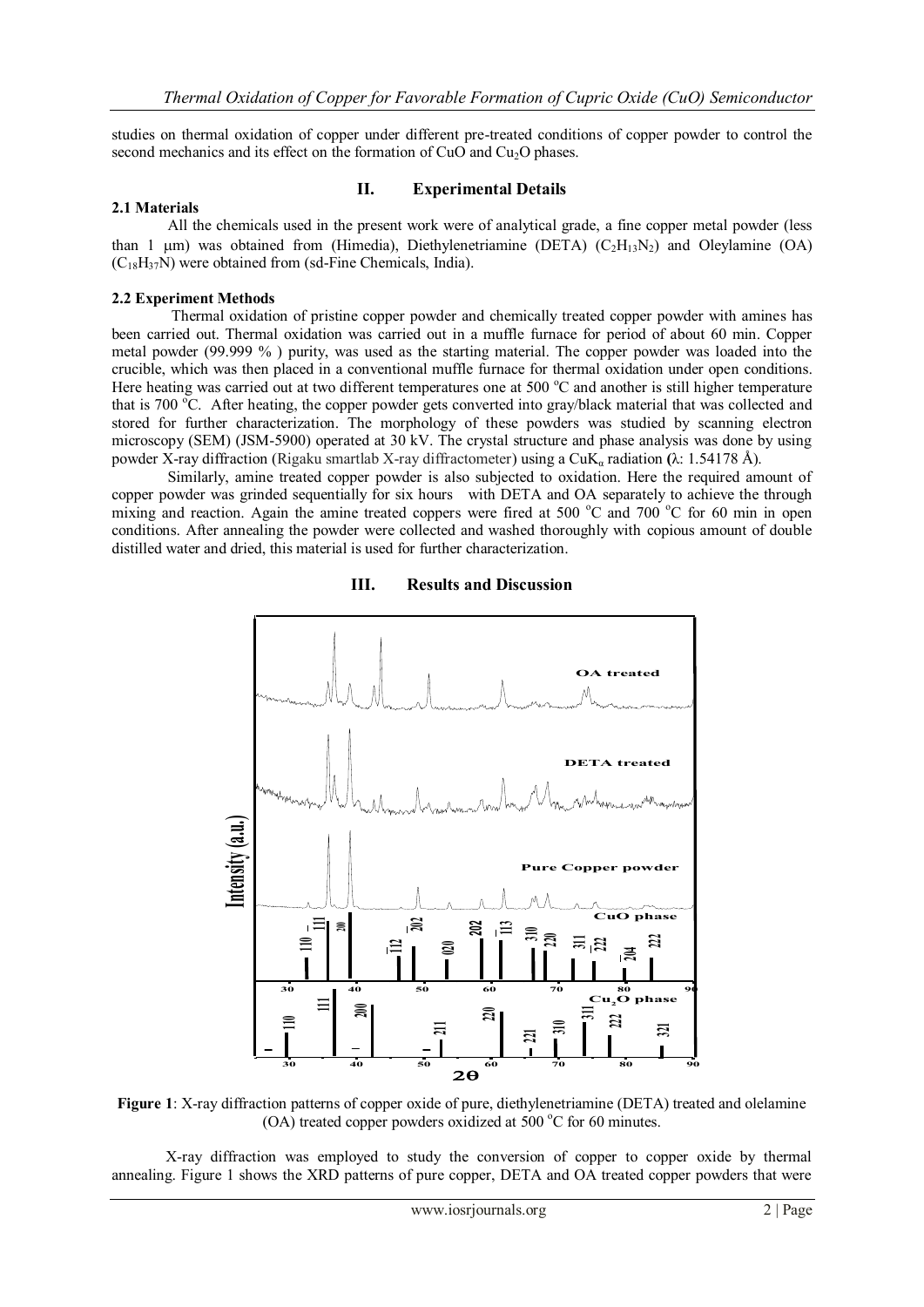studies on thermal oxidation of copper under different pre-treated conditions of copper powder to control the second mechanics and its effect on the formation of CuO and $Cu_2O$ phases.

## II. Experimental Details

### 2.1 Materials

All the chemicals used in the present work were of analytical grade, a fine copper metal powder (less than 1 μm) was obtained from (Himedia), Diethylenetriamine (DETA) ($C_2H_{13}N_2$) and Oleylamine (OA) ($C_{18}H_{37}N$) were obtained from (sd-Fine Chemicals, India).

### 2.2 Experiment Methods

Thermal oxidation of pristine copper powder and chemically treated copper powder with amines has been carried out. Thermal oxidation was carried out in a muffle furnace for period of about 60 min. Copper metal powder (99.999 % ) purity, was used as the starting material. The copper powder was loaded into the crucible, which was then placed in a conventional muffle furnace for thermal oxidation under open conditions. Here heating was carried out at two different temperatures one at 500 °C and another is still higher temperature that is 700 °C. After heating, the copper powder gets converted into gray/black material that was collected and stored for further characterization. The morphology of these powders was studied by scanning electron microscopy (SEM) (JSM-5900) operated at 30 kV. The crystal structure and phase analysis was done by using powder X-ray diffraction (Rigaku smartlab X-ray diffractometer) using a $CuK_\alpha$ radiation (λ: 1.54178 Å).

Similarly, amine treated copper powder is also subjected to oxidation. Here the required amount of copper powder was grinded sequentially for six hours with DETA and OA separately to achieve the through mixing and reaction. Again the amine treated coppers were fired at 500 °C and 700 °C for 60 min in open conditions. After annealing the powder were collected and washed thoroughly with copious amount of double distilled water and dried, this material is used for further characterization.

## III. Results and Discussion

**Figure 1**: X-ray diffraction patterns of copper oxide of pure, diethylenetriamine (DETA) treated and olelamine (OA) treated copper powders oxidized at 500 °C for 60 minutes.

X-ray diffraction was employed to study the conversion of copper to copper oxide by thermal annealing. Figure 1 shows the XRD patterns of pure copper, DETA and OA treated copper powders that were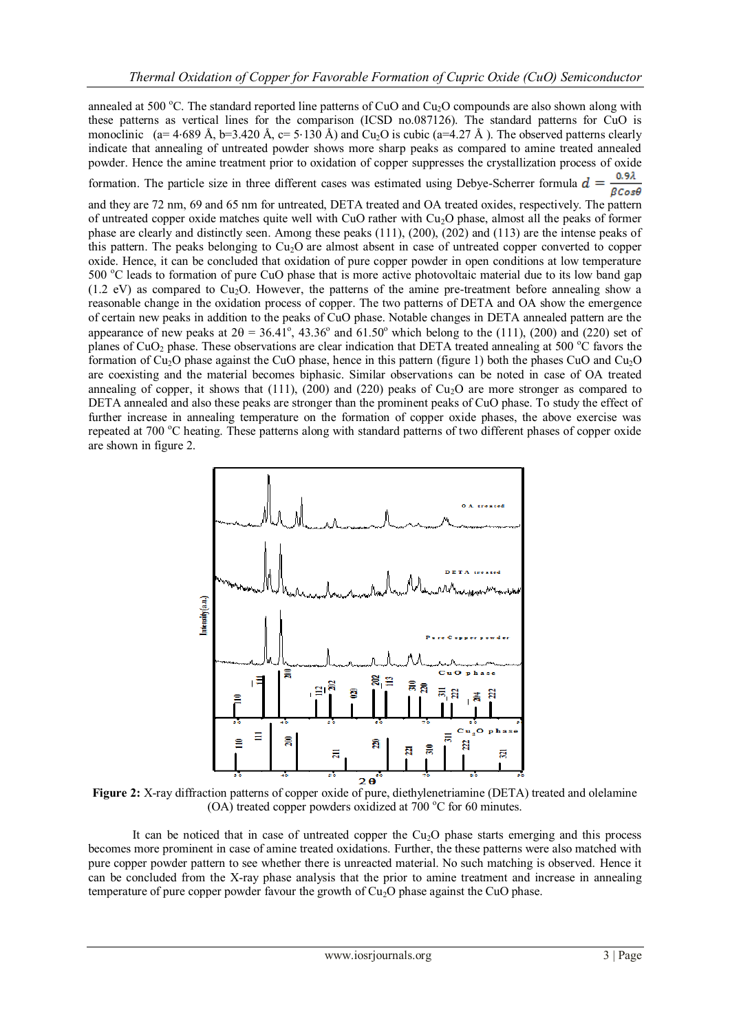annealed at 500 °C. The standard reported line patterns of CuO and $Cu_2O$ compounds are also shown along with these patterns as vertical lines for the comparison (ICSD no.087126). The standard patterns for CuO is monoclinic (a= 4·689 Å, b=3.420 Å, c= 5·130 Å) and $Cu_2O$ is cubic (a=4.27 Å ). The observed patterns clearly indicate that annealing of untreated powder shows more sharp peaks as compared to amine treated annealed powder. Hence the amine treatment prior to oxidation of copper suppresses the crystallization process of oxide formation. The particle size in three different cases was estimated using Debye-Scherrer formula $d = \frac{0.9\lambda}{\beta Cos\theta}$ and they are 72 nm, 69 and 65 nm for untreated, DETA treated and OA treated oxides, respectively. The pattern of untreated copper oxide matches quite well with CuO rather with $Cu_2O$ phase, almost all the peaks of former phase are clearly and distinctly seen. Among these peaks (111), (200), (202) and (113) are the intense peaks of this pattern. The peaks belonging to $Cu_2O$ are almost absent in case of untreated copper converted to copper oxide. Hence, it can be concluded that oxidation of pure copper powder in open conditions at low temperature 500 °C leads to formation of pure CuO phase that is more active photovoltaic material due to its low band gap (1.2 eV) as compared to $Cu_2O$. However, the patterns of the amine pre-treatment before annealing show a reasonable change in the oxidation process of copper. The two patterns of DETA and OA show the emergence of certain new peaks in addition to the peaks of CuO phase. Notable changes in DETA annealed pattern are the appearance of new peaks at 2θ = 36.41°, 43.36° and 61.50° which belong to the (111), (200) and (220) set of planes of $CuO_2$ phase. These observations are clear indication that DETA treated annealing at 500 °C favors the formation of $Cu_2O$ phase against the CuO phase, hence in this pattern (figure 1) both the phases CuO and $Cu_2O$ are coexisting and the material becomes biphasic. Similar observations can be noted in case of OA treated annealing of copper, it shows that (111), (200) and (220) peaks of $Cu_2O$ are more stronger as compared to DETA annealed and also these peaks are stronger than the prominent peaks of CuO phase. To study the effect of further increase in annealing temperature on the formation of copper oxide phases, the above exercise was repeated at 700 °C heating. These patterns along with standard patterns of two different phases of copper oxide are shown in figure 2.

**Figure 2:** X-ray diffraction patterns of copper oxide of pure, diethylenetriamine (DETA) treated and olelamine (OA) treated copper powders oxidized at 700 °C for 60 minutes.

It can be noticed that in case of untreated copper the $Cu_2O$ phase starts emerging and this process becomes more prominent in case of amine treated oxidations. Further, the these patterns were also matched with pure copper powder pattern to see whether there is unreacted material. No such matching is observed. Hence it can be concluded from the X-ray phase analysis that the prior to amine treatment and increase in annealing temperature of pure copper powder favour the growth of $Cu_2O$ phase against the CuO phase.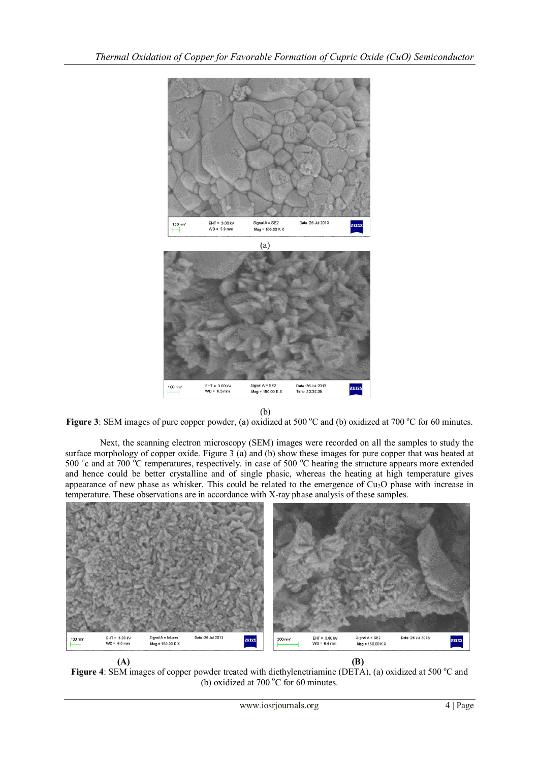(a)

(b)

**Figure 3**: SEM images of pure copper powder, (a) oxidized at 500 °C and (b) oxidized at 700 °C for 60 minutes.

Next, the scanning electron microscopy (SEM) images were recorded on all the samples to study the surface morphology of copper oxide. Figure 3 (a) and (b) show these images for pure copper that was heated at 500 °c and at 700 °C temperatures, respectively. in case of 500 °C heating the structure appears more extended and hence could be better crystalline and of single phasic, whereas the heating at high temperature gives appearance of new phase as whisker. This could be related to the emergence of $Cu_2O$ phase with increase in temperature. These observations are in accordance with X-ray phase analysis of these samples.

**(A)** **(B)**

**Figure 4**: SEM images of copper powder treated with diethylenetriamine (DETA), (a) oxidized at 500 °C and (b) oxidized at 700 °C for 60 minutes.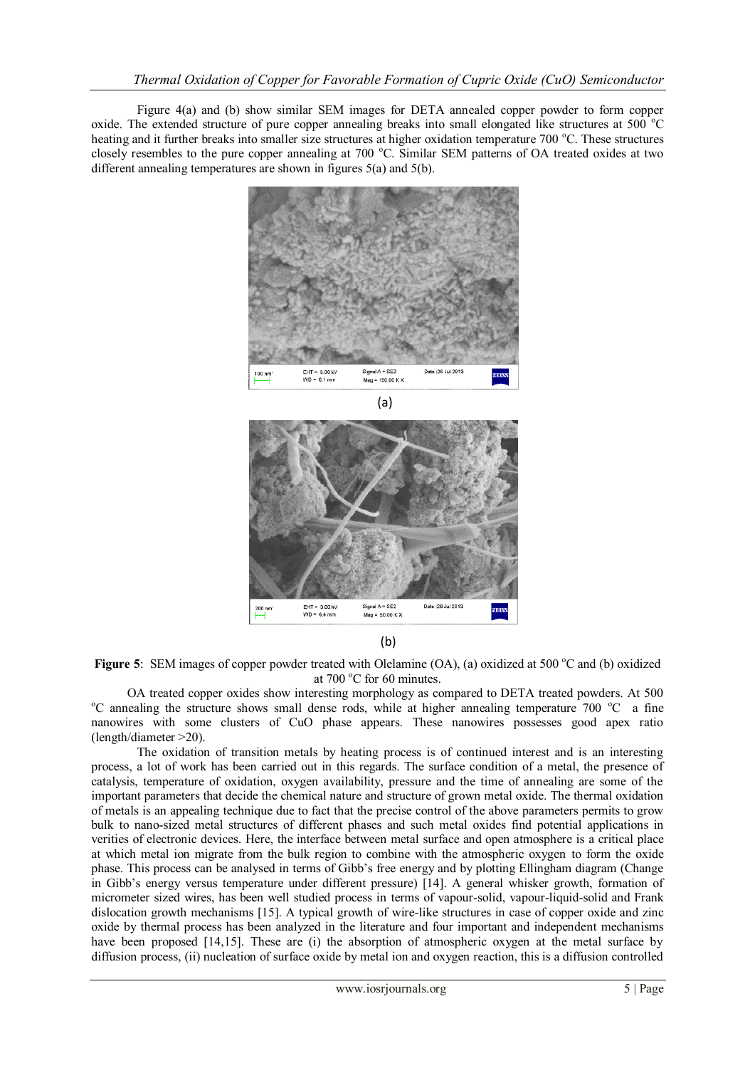Figure 4(a) and (b) show similar SEM images for DETA annealed copper powder to form copper oxide. The extended structure of pure copper annealing breaks into small elongated like structures at 500 $^{o}$C heating and it further breaks into smaller size structures at higher oxidation temperature 700 $^{o}$C. These structures closely resembles to the pure copper annealing at 700 $^{o}$C. Similar SEM patterns of OA treated oxides at two different annealing temperatures are shown in figures 5(a) and 5(b).

(a)

(b)

**Figure 5**: SEM images of copper powder treated with Olelamine (OA), (a) oxidized at 500 $^{o}$C and (b) oxidized at 700 $^{o}$C for 60 minutes.

OA treated copper oxides show interesting morphology as compared to DETA treated powders. At 500 $^{o}$C annealing the structure shows small dense rods, while at higher annealing temperature 700 $^{o}$C a fine nanowires with some clusters of CuO phase appears. These nanowires possesses good apex ratio (length/diameter >20).

The oxidation of transition metals by heating process is of continued interest and is an interesting process, a lot of work has been carried out in this regards. The surface condition of a metal, the presence of catalysis, temperature of oxidation, oxygen availability, pressure and the time of annealing are some of the important parameters that decide the chemical nature and structure of grown metal oxide. The thermal oxidation of metals is an appealing technique due to fact that the precise control of the above parameters permits to grow bulk to nano-sized metal structures of different phases and such metal oxides find potential applications in verities of electronic devices. Here, the interface between metal surface and open atmosphere is a critical place at which metal ion migrate from the bulk region to combine with the atmospheric oxygen to form the oxide phase. This process can be analysed in terms of Gibb's free energy and by plotting Ellingham diagram (Change in Gibb's energy versus temperature under different pressure) [14]. A general whisker growth, formation of micrometer sized wires, has been well studied process in terms of vapour-solid, vapour-liquid-solid and Frank dislocation growth mechanisms [15]. A typical growth of wire-like structures in case of copper oxide and zinc oxide by thermal process has been analyzed in the literature and four important and independent mechanisms have been proposed [14,15]. These are (i) the absorption of atmospheric oxygen at the metal surface by diffusion process, (ii) nucleation of surface oxide by metal ion and oxygen reaction, this is a diffusion controlled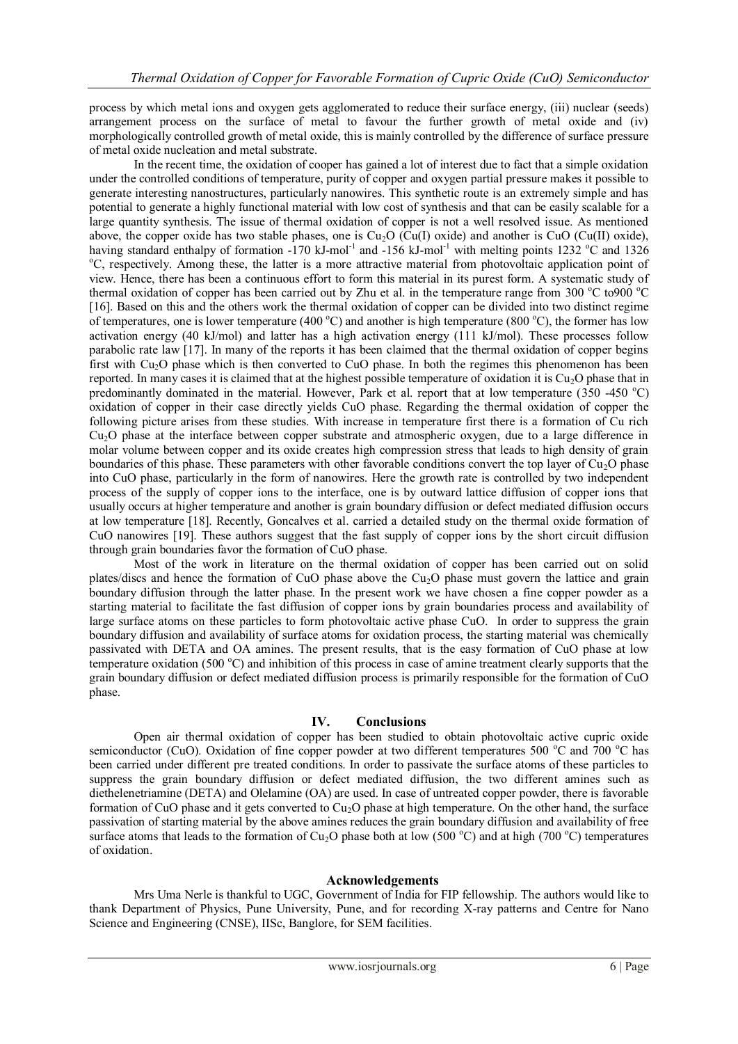process by which metal ions and oxygen gets agglomerated to reduce their surface energy, (iii) nuclear (seeds) arrangement process on the surface of metal to favour the further growth of metal oxide and (iv) morphologically controlled growth of metal oxide, this is mainly controlled by the difference of surface pressure of metal oxide nucleation and metal substrate.

In the recent time, the oxidation of cooper has gained a lot of interest due to fact that a simple oxidation under the controlled conditions of temperature, purity of copper and oxygen partial pressure makes it possible to generate interesting nanostructures, particularly nanowires. This synthetic route is an extremely simple and has potential to generate a highly functional material with low cost of synthesis and that can be easily scalable for a large quantity synthesis. The issue of thermal oxidation of copper is not a well resolved issue. As mentioned above, the copper oxide has two stable phases, one is $Cu_2O$ (Cu(I) oxide) and another is CuO (Cu(II) oxide), having standard enthalpy of formation -170 kJ-mol$^{-1}$ and -156 kJ-mol$^{-1}$ with melting points 1232 $^{o}$C and 1326 $^{o}$C, respectively. Among these, the latter is a more attractive material from photovoltaic application point of view. Hence, there has been a continuous effort to form this material in its purest form. A systematic study of thermal oxidation of copper has been carried out by Zhu et al. in the temperature range from 300 $^{o}$C to900 $^{o}$C [16]. Based on this and the others work the thermal oxidation of copper can be divided into two distinct regime of temperatures, one is lower temperature (400 $^{o}$C) and another is high temperature (800 $^{o}$C), the former has low activation energy (40 kJ/mol) and latter has a high activation energy (111 kJ/mol). These processes follow parabolic rate law [17]. In many of the reports it has been claimed that the thermal oxidation of copper begins first with $Cu_2O$ phase which is then converted to CuO phase. In both the regimes this phenomenon has been reported. In many cases it is claimed that at the highest possible temperature of oxidation it is $Cu_2O$ phase that in predominantly dominated in the material. However, Park et al. report that at low temperature (350 -450 $^{o}$C) oxidation of copper in their case directly yields CuO phase. Regarding the thermal oxidation of copper the following picture arises from these studies. With increase in temperature first there is a formation of Cu rich $Cu_2O$ phase at the interface between copper substrate and atmospheric oxygen, due to a large difference in molar volume between copper and its oxide creates high compression stress that leads to high density of grain boundaries of this phase. These parameters with other favorable conditions convert the top layer of $Cu_2O$ phase into CuO phase, particularly in the form of nanowires. Here the growth rate is controlled by two independent process of the supply of copper ions to the interface, one is by outward lattice diffusion of copper ions that usually occurs at higher temperature and another is grain boundary diffusion or defect mediated diffusion occurs at low temperature [18]. Recently, Goncalves et al. carried a detailed study on the thermal oxide formation of CuO nanowires [19]. These authors suggest that the fast supply of copper ions by the short circuit diffusion through grain boundaries favor the formation of CuO phase.

Most of the work in literature on the thermal oxidation of copper has been carried out on solid plates/discs and hence the formation of CuO phase above the $Cu_2O$ phase must govern the lattice and grain boundary diffusion through the latter phase. In the present work we have chosen a fine copper powder as a starting material to facilitate the fast diffusion of copper ions by grain boundaries process and availability of large surface atoms on these particles to form photovoltaic active phase CuO. In order to suppress the grain boundary diffusion and availability of surface atoms for oxidation process, the starting material was chemically passivated with DETA and OA amines. The present results, that is the easy formation of CuO phase at low temperature oxidation (500 $^{o}$C) and inhibition of this process in case of amine treatment clearly supports that the grain boundary diffusion or defect mediated diffusion process is primarily responsible for the formation of CuO phase.

## IV. Conclusions

Open air thermal oxidation of copper has been studied to obtain photovoltaic active cupric oxide semiconductor (CuO). Oxidation of fine copper powder at two different temperatures 500 $^{o}$C and 700 $^{o}$C has been carried under different pre treated conditions. In order to passivate the surface atoms of these particles to suppress the grain boundary diffusion or defect mediated diffusion, the two different amines such as diethelenetriamine (DETA) and Olelamine (OA) are used. In case of untreated copper powder, there is favorable formation of CuO phase and it gets converted to $Cu_2O$ phase at high temperature. On the other hand, the surface passivation of starting material by the above amines reduces the grain boundary diffusion and availability of free surface atoms that leads to the formation of $Cu_2O$ phase both at low (500 $^{o}$C) and at high (700 $^{o}$C) temperatures of oxidation.

## Acknowledgements

Mrs Uma Nerle is thankful to UGC, Government of India for FIP fellowship. The authors would like to thank Department of Physics, Pune University, Pune, and for recording X-ray patterns and Centre for Nano Science and Engineering (CNSE), IISc, Banglore, for SEM facilities.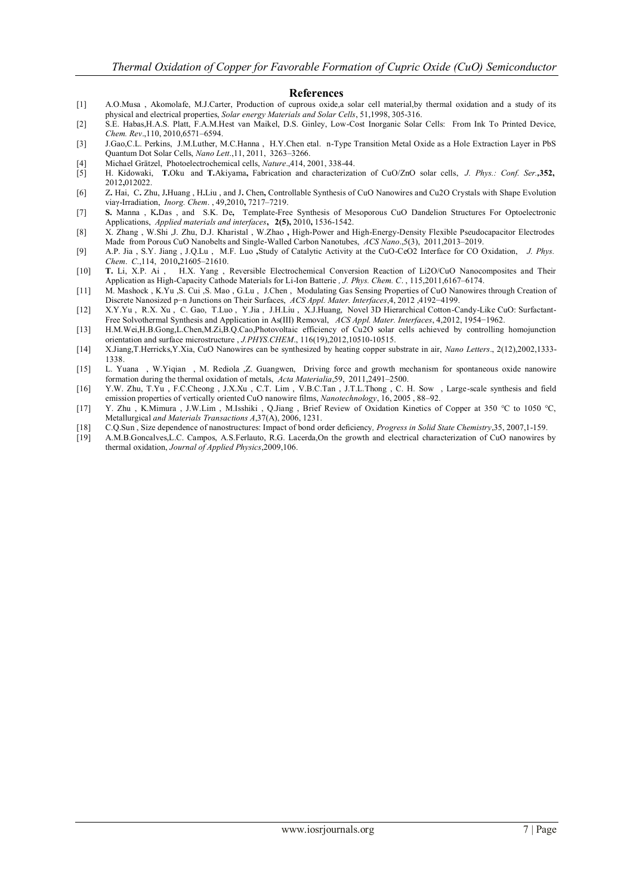## References

[1] A.O.Musa , Akomolafe, M.J.Carter, Production of cuprous oxide,a solar cell material,by thermal oxidation and a study of its physical and electrical properties, *Solar energy Materials and Solar Cells*, 51,1998, 305-316.

[2] S.E. Habas,H.A.S. Platt, F.A.M.Hest van Maikel, D.S. Ginley, Low-Cost Inorganic Solar Cells: From Ink To Printed Device, *Chem. Rev*.,110, 2010,6571–6594.

[3] J.Gao,C.L. Perkins, J.M.Luther, M.C.Hanna , H.Y.Chen etal. n-Type Transition Metal Oxide as a Hole Extraction Layer in PbS Quantum Dot Solar Cells, *Nano Lett*.,11, 2011, 3263–3266.

[4] Michael Grätzel, Photoelectrochemical cells, *Nature*.,414, 2001, 338-44.

[5] H. Kidowaki, **T.**Oku and **T.**Akiyama**,** Fabrication and characterization of CuO/ZnO solar cells, *J. Phys.: Conf. Ser.*,**352,** 2012**,**012022.

[6] Z**.** Hai, C**.** Zhu, J**.**Huang , H**.**Liu , and J**.** Chen**,** Controllable Synthesis of CuO Nanowires and Cu2O Crystals with Shape Evolution viaγ-Irradiation, *Inorg. Chem*. , 49,2010**,** 7217–7219.

[7] **S.** Manna , K**.**Das , and S.K. De**,** Template-Free Synthesis of Mesoporous CuO Dandelion Structures For Optoelectronic Applications, *Applied materials and interfaces*, **2(5),** 2010**,** 1536-1542.

[8] X. Zhang , W.Shi ,J. Zhu, D.J. Kharistal , W.Zhao **,** High-Power and High-Energy-Density Flexible Pseudocapacitor Electrodes Made from Porous CuO Nanobelts and Single-Walled Carbon Nanotubes, *ACS Nano*.,5(3), 2011,2013–2019.

[9] A.P. Jia , S.Y. Jiang , J.Q.Lu , M.F. Luo **,**Study of Catalytic Activity at the CuO-CeO2 Interface for CO Oxidation, *J. Phys. Chem. C*.,114, 2010**,**21605–21610.

[10] **T.** Li, X.P. Ai , H.X. Yang , Reversible Electrochemical Conversion Reaction of Li2O/CuO Nanocomposites and Their Application as High-Capacity Cathode Materials for Li-Ion Batterie *, J. Phys. Chem. C.* , 115,2011,6167–6174.

[11] M. Mashock , K.Yu ,S. Cui ,S. Mao , G.Lu , J.Chen , Modulating Gas Sensing Properties of CuO Nanowires through Creation of Discrete Nanosized p−n Junctions on Their Surfaces, *ACS Appl. Mater. Interfaces*,4, 2012 ,4192−4199.

[12] X.Y.Yu , R.X. Xu , C. Gao, T.Luo , Y.Jia , J.H.Liu , X.J.Huang, Novel 3D Hierarchical Cotton-Candy-Like CuO: Surfactant-Free Solvothermal Synthesis and Application in As(III) Removal, *ACS Appl. Mater. Interfaces*, 4,2012, 1954−1962.

[13] H.M.Wei,H.B.Gong,L.Chen,M.Zi,B.Q.Cao,Photovoltaic efficiency of Cu2O solar cells achieved by controlling homojunction orientation and surface microstructure , *J.PHYS.CHEM*., 116(19),2012,10510-10515.

[14] X.Jiang,T.Herricks,Y.Xia, CuO Nanowires can be synthesized by heating copper substrate in air, *Nano Letters*., 2(12),2002,1333-1338.

[15] L. Yuana , W.Yiqian , M. Rediola ,Z. Guangwen, Driving force and growth mechanism for spontaneous oxide nanowire formation during the thermal oxidation of metals, *Acta Materialia*,59, 2011,2491–2500.

[16] Y.W. Zhu, T.Yu , F.C.Cheong , J.X.Xu , C.T. Lim , V.B.C.Tan , J.T.L.Thong , C. H. Sow , Large-scale synthesis and field emission properties of vertically oriented CuO nanowire films, *Nanotechnology*, 16, 2005 , 88–92.

[17] Y. Zhu , K.Mimura , J.W.Lim , M.Isshiki , Q.Jiang , Brief Review of Oxidation Kinetics of Copper at 350 °C to 1050 °C, Metallurgical *and Materials Transactions A*,37(A), 2006, 1231.

[18] C.Q.Sun , Size dependence of nanostructures: Impact of bond order deficiency*, Progress in Solid State Chemistry*,35, 2007,1-159.

[19] A.M.B.Goncalves,L.C. Campos, A.S.Ferlauto, R.G. Lacerda,On the growth and electrical characterization of CuO nanowires by thermal oxidation, *Journal of Applied Physics*,2009,106.